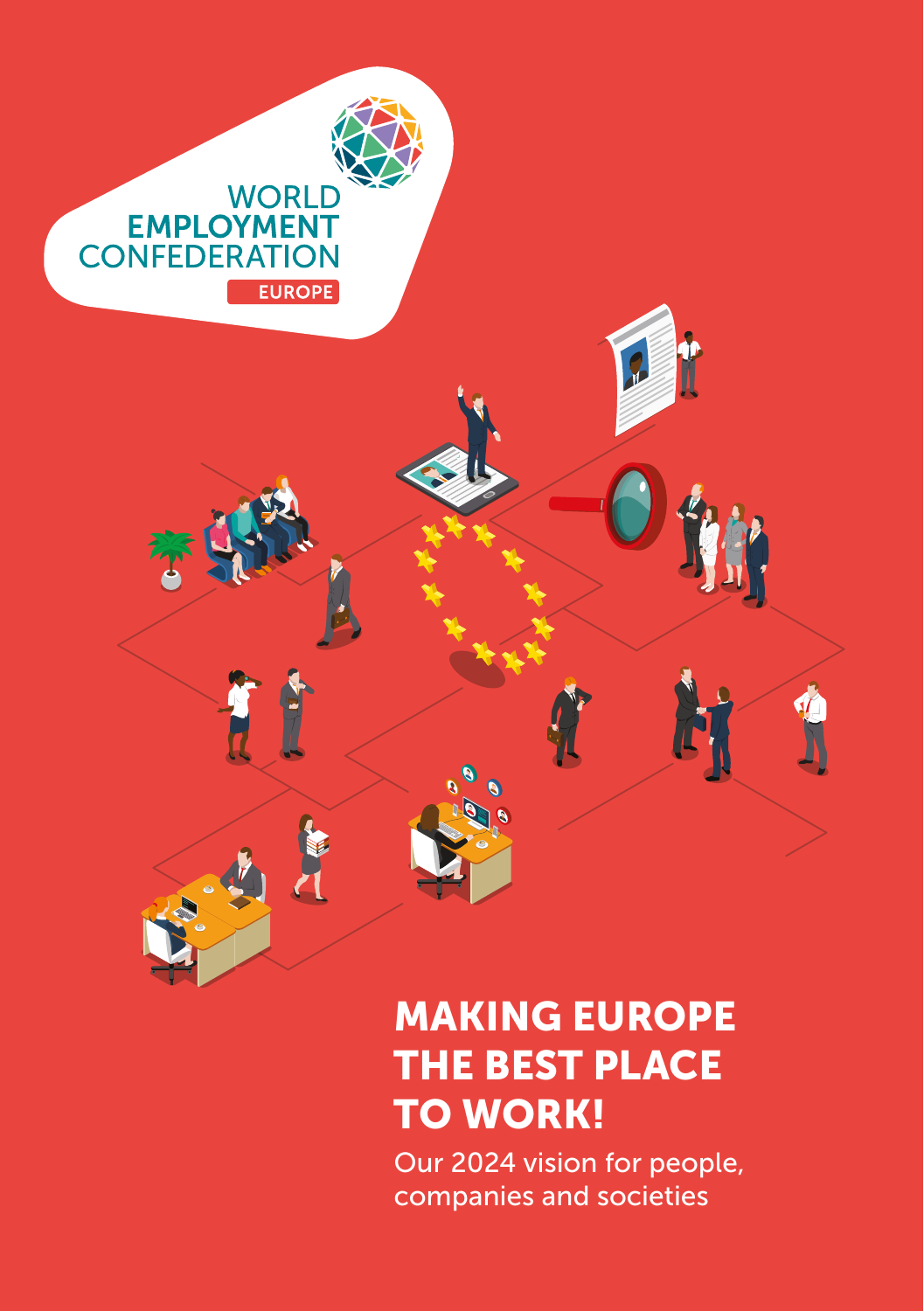WORLD EMPLOYMENT CONFEDERATION

EUROPE

# MAKING EUROPE THE BEST PLACE TO WORK!

Our 2024 vision for people, companies and societies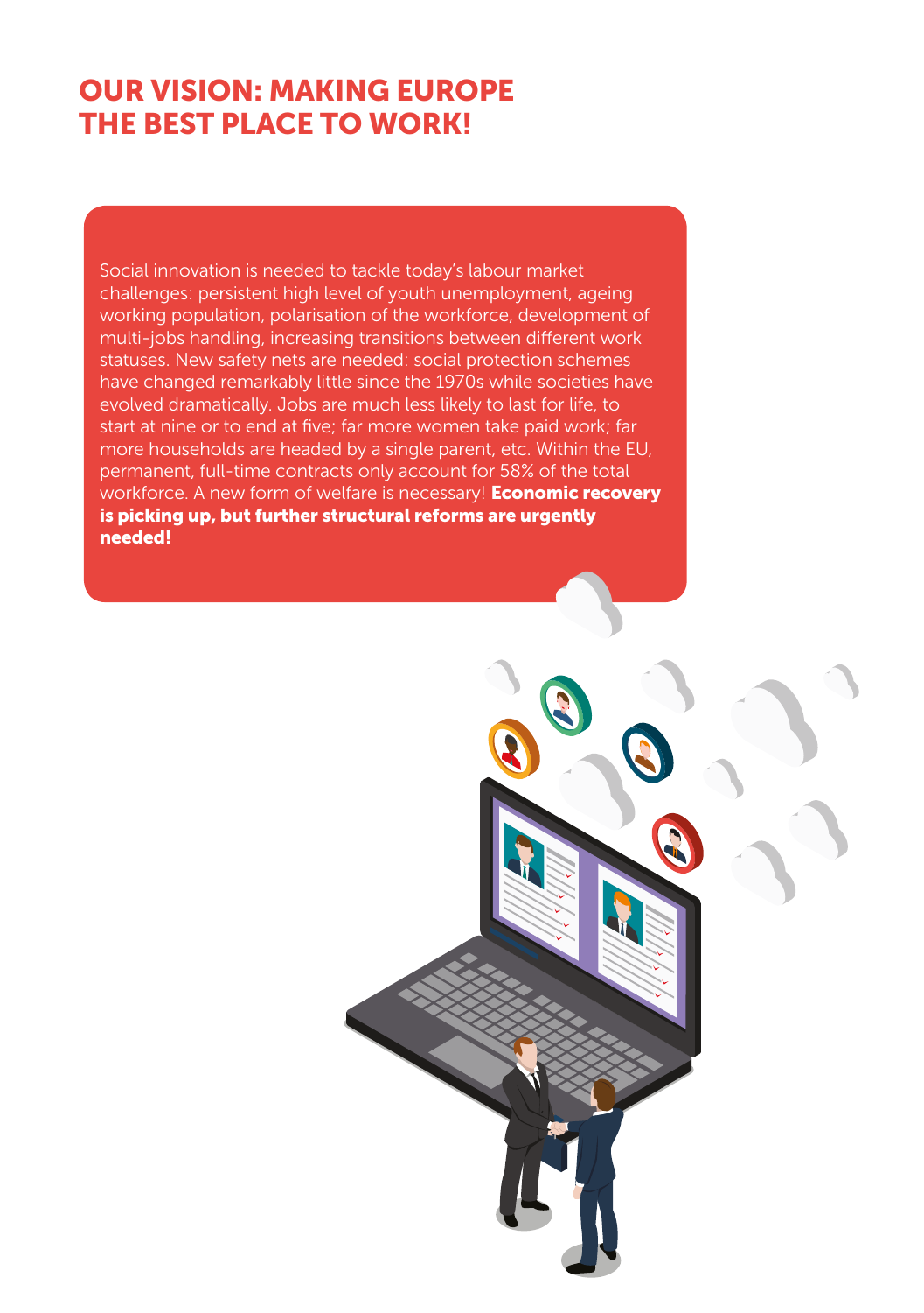# OUR VISION: MAKING EUROPE THE BEST PLACE TO WORK!

Social innovation is needed to tackle today's labour market challenges: persistent high level of youth unemployment, ageing working population, polarisation of the workforce, development of multi-jobs handling, increasing transitions between different work statuses. New safety nets are needed: social protection schemes have changed remarkably little since the 1970s while societies have evolved dramatically. Jobs are much less likely to last for life, to start at nine or to end at five; far more women take paid work; far more households are headed by a single parent, etc. Within the EU, permanent, full-time contracts only account for 58% of the total workforce. A new form of welfare is necessary! **Economic recovery is picking up, but further structural reforms are urgently needed!**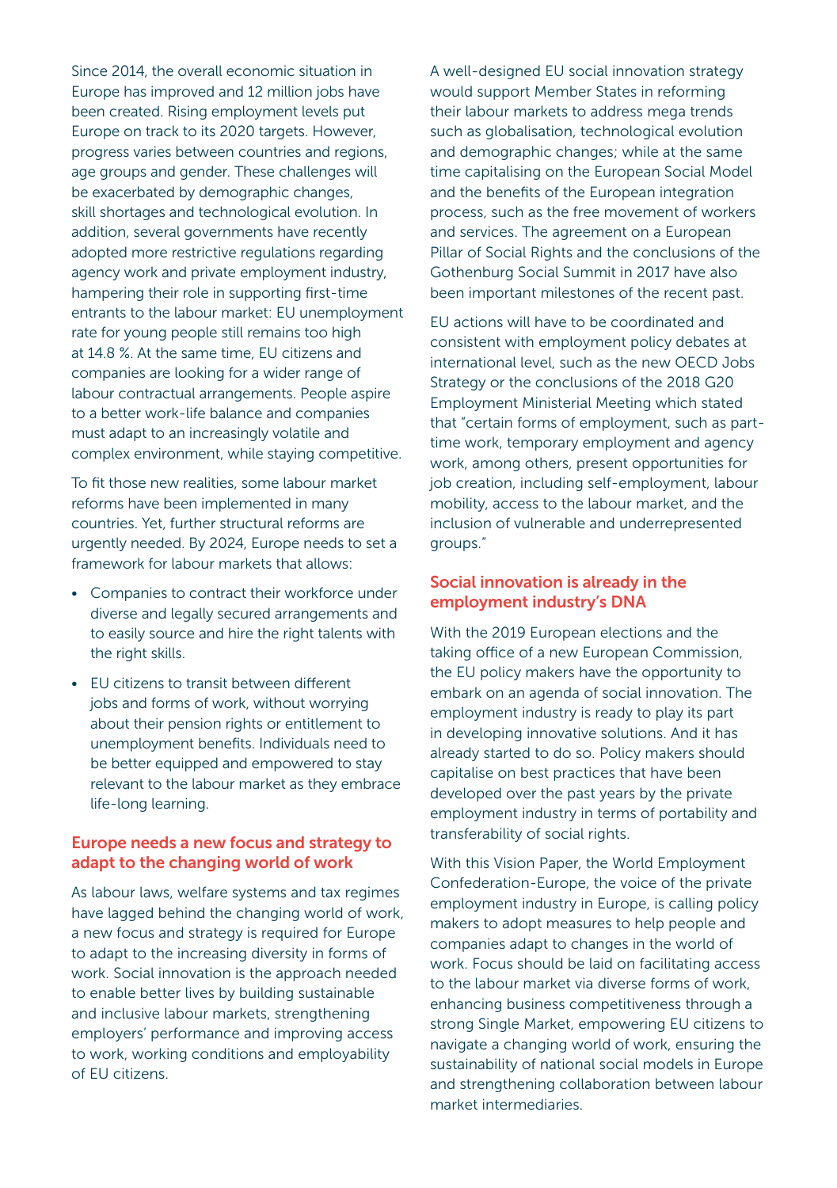Since 2014, the overall economic situation in Europe has improved and 12 million jobs have been created. Rising employment levels put Europe on track to its 2020 targets. However, progress varies between countries and regions, age groups and gender. These challenges will be exacerbated by demographic changes, skill shortages and technological evolution. In addition, several governments have recently adopted more restrictive regulations regarding agency work and private employment industry, hampering their role in supporting first-time entrants to the labour market: EU unemployment rate for young people still remains too high at 14.8 %. At the same time, EU citizens and companies are looking for a wider range of labour contractual arrangements. People aspire to a better work-life balance and companies must adapt to an increasingly volatile and complex environment, while staying competitive.

To fit those new realities, some labour market reforms have been implemented in many countries. Yet, further structural reforms are urgently needed. By 2024, Europe needs to set a framework for labour markets that allows:

- Companies to contract their workforce under diverse and legally secured arrangements and to easily source and hire the right talents with the right skills.
- EU citizens to transit between different jobs and forms of work, without worrying about their pension rights or entitlement to unemployment benefits. Individuals need to be better equipped and empowered to stay relevant to the labour market as they embrace life-long learning.

## Europe needs a new focus and strategy to adapt to the changing world of work

As labour laws, welfare systems and tax regimes have lagged behind the changing world of work, a new focus and strategy is required for Europe to adapt to the increasing diversity in forms of work. Social innovation is the approach needed to enable better lives by building sustainable and inclusive labour markets, strengthening employers' performance and improving access to work, working conditions and employability of EU citizens.

A well-designed EU social innovation strategy would support Member States in reforming their labour markets to address mega trends such as globalisation, technological evolution and demographic changes; while at the same time capitalising on the European Social Model and the benefits of the European integration process, such as the free movement of workers and services. The agreement on a European Pillar of Social Rights and the conclusions of the Gothenburg Social Summit in 2017 have also been important milestones of the recent past.

EU actions will have to be coordinated and consistent with employment policy debates at international level, such as the new OECD Jobs Strategy or the conclusions of the 2018 G20 Employment Ministerial Meeting which stated that "certain forms of employment, such as part-time work, temporary employment and agency work, among others, present opportunities for job creation, including self-employment, labour mobility, access to the labour market, and the inclusion of vulnerable and underrepresented groups."

## Social innovation is already in the employment industry's DNA

With the 2019 European elections and the taking office of a new European Commission, the EU policy makers have the opportunity to embark on an agenda of social innovation. The employment industry is ready to play its part in developing innovative solutions. And it has already started to do so. Policy makers should capitalise on best practices that have been developed over the past years by the private employment industry in terms of portability and transferability of social rights.

With this Vision Paper, the World Employment Confederation-Europe, the voice of the private employment industry in Europe, is calling policy makers to adopt measures to help people and companies adapt to changes in the world of work. Focus should be laid on facilitating access to the labour market via diverse forms of work, enhancing business competitiveness through a strong Single Market, empowering EU citizens to navigate a changing world of work, ensuring the sustainability of national social models in Europe and strengthening collaboration between labour market intermediaries.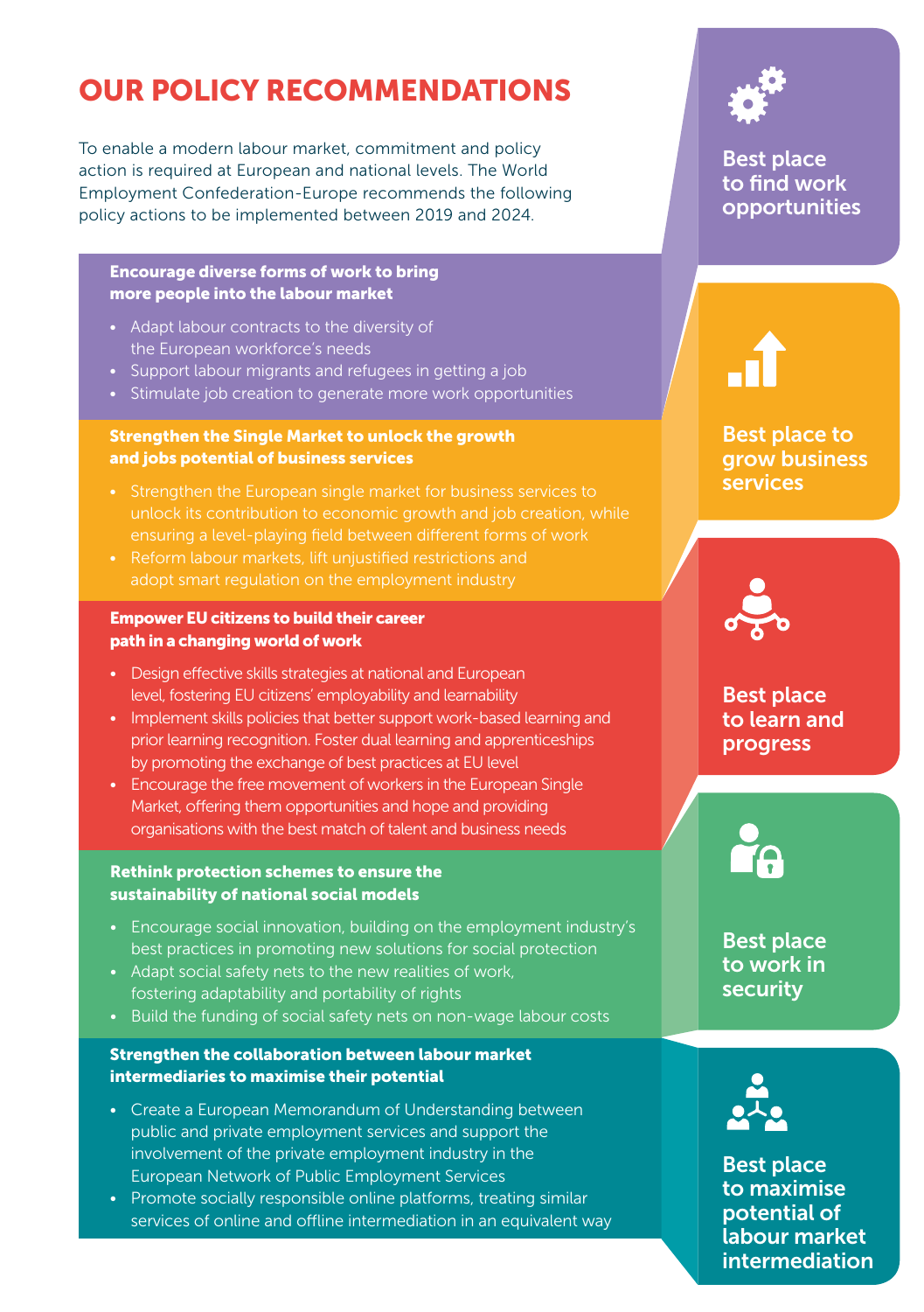# OUR POLICY RECOMMENDATIONS

To enable a modern labour market, commitment and policy action is required at European and national levels. The World Employment Confederation-Europe recommends the following policy actions to be implemented between 2019 and 2024.

### Best place to find work opportunities

**Encourage diverse forms of work to bring more people into the labour market**

- Adapt labour contracts to the diversity of the European workforce's needs
- Support labour migrants and refugees in getting a job
- Stimulate job creation to generate more work opportunities

### Best place to grow business services

**Strengthen the Single Market to unlock the growth and jobs potential of business services**

- Strengthen the European single market for business services to unlock its contribution to economic growth and job creation, while ensuring a level-playing field between different forms of work
- Reform labour markets, lift unjustified restrictions and adopt smart regulation on the employment industry

### Best place to learn and progress

**Empower EU citizens to build their career path in a changing world of work**

- Design effective skills strategies at national and European level, fostering EU citizens' employability and learnability
- Implement skills policies that better support work-based learning and prior learning recognition. Foster dual learning and apprenticeships by promoting the exchange of best practices at EU level
- Encourage the free movement of workers in the European Single Market, offering them opportunities and hope and providing organisations with the best match of talent and business needs

### Best place to work in security

**Rethink protection schemes to ensure the sustainability of national social models**

- Encourage social innovation, building on the employment industry's best practices in promoting new solutions for social protection
- Adapt social safety nets to the new realities of work, fostering adaptability and portability of rights
- Build the funding of social safety nets on non-wage labour costs

### Best place to maximise potential of labour market intermediation

**Strengthen the collaboration between labour market intermediaries to maximise their potential**

- Create a European Memorandum of Understanding between public and private employment services and support the involvement of the private employment industry in the European Network of Public Employment Services
- Promote socially responsible online platforms, treating similar services of online and offline intermediation in an equivalent way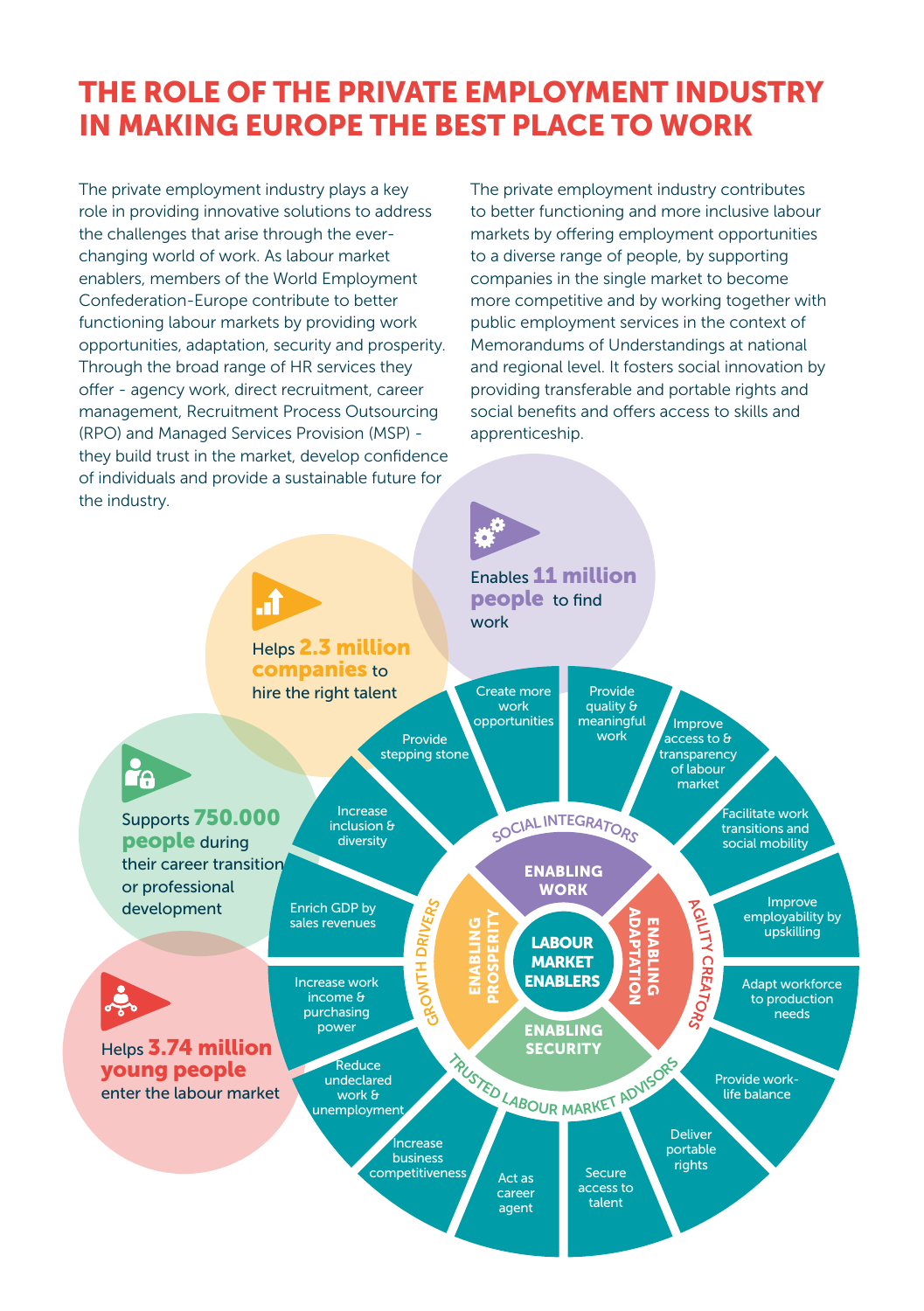# THE ROLE OF THE PRIVATE EMPLOYMENT INDUSTRY IN MAKING EUROPE THE BEST PLACE TO WORK

The private employment industry plays a key role in providing innovative solutions to address the challenges that arise through the ever-changing world of work. As labour market enablers, members of the World Employment Confederation-Europe contribute to better functioning labour markets by providing work opportunities, adaptation, security and prosperity. Through the broad range of HR services they offer - agency work, direct recruitment, career management, Recruitment Process Outsourcing (RPO) and Managed Services Provision (MSP) - they build trust in the market, develop confidence of individuals and provide a sustainable future for the industry.

The private employment industry contributes to better functioning and more inclusive labour markets by offering employment opportunities to a diverse range of people, by supporting companies in the single market to become more competitive and by working together with public employment services in the context of Memorandums of Understandings at national and regional level. It fosters social innovation by providing transferable and portable rights and social benefits and offers access to skills and apprenticeship.

Enables **11 million people** to find work

Helps **2.3 million companies** to hire the right talent

Supports **750.000 people** during their career transition or professional development

Helps **3.74 million young people** enter the labour market

**LABOUR MARKET ENABLERS**

**ENABLING WORK** — SOCIAL INTEGRATORS
- Provide stepping stone
- Create more work opportunities
- Provide quality & meaningful work
- Improve access to & transparency of labour market

**ENABLING ADAPTATION** — AGILITY CREATORS
- Facilitate work transitions and social mobility
- Improve employability by upskilling
- Adapt workforce to production needs
- Provide work-life balance

**ENABLING SECURITY** — TRUSTED LABOUR MARKET ADVISORS
- Deliver portable rights
- Secure access to talent
- Act as career agent
- Increase business competitiveness

**ENABLING PROSPERITY** — GROWTH DRIVERS
- Reduce undeclared work & unemployment
- Increase work income & purchasing power
- Enrich GDP by sales revenues
- Increase inclusion & diversity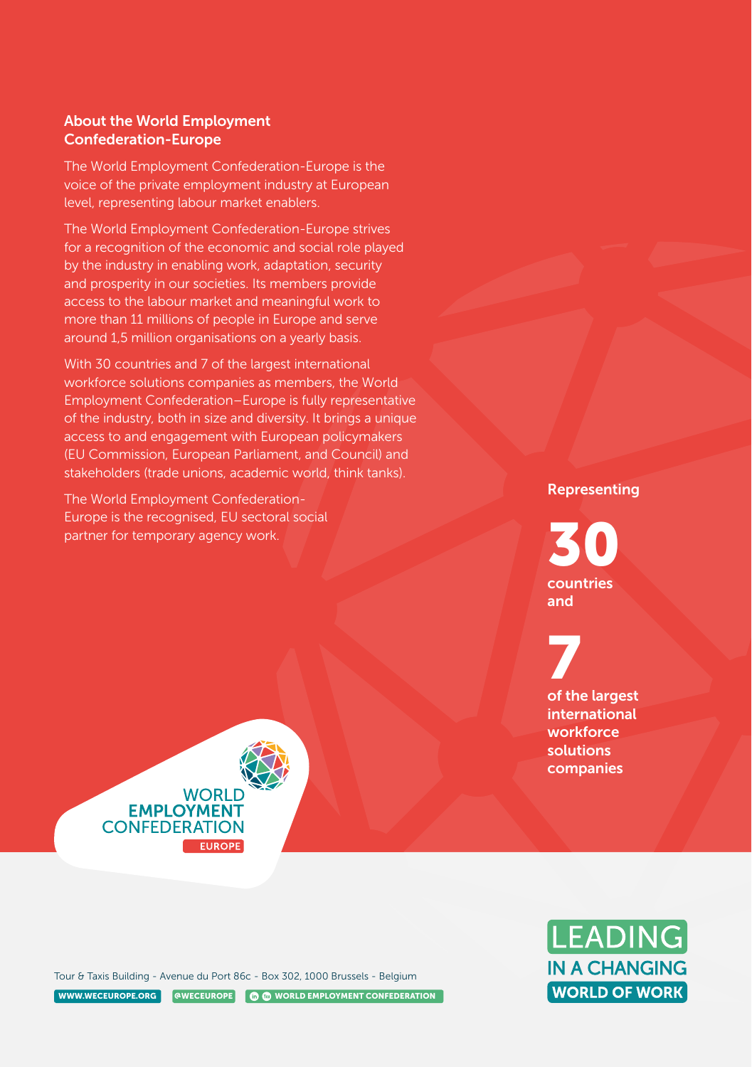## About the World Employment Confederation-Europe

The World Employment Confederation-Europe is the voice of the private employment industry at European level, representing labour market enablers.

The World Employment Confederation-Europe strives for a recognition of the economic and social role played by the industry in enabling work, adaptation, security and prosperity in our societies. Its members provide access to the labour market and meaningful work to more than 11 millions of people in Europe and serve around 1,5 million organisations on a yearly basis.

With 30 countries and 7 of the largest international workforce solutions companies as members, the World Employment Confederation–Europe is fully representative of the industry, both in size and diversity. It brings a unique access to and engagement with European policymakers (EU Commission, European Parliament, and Council) and stakeholders (trade unions, academic world, think tanks).

The World Employment Confederation-Europe is the recognised, EU sectoral social partner for temporary agency work.

**Representing**

**30**
**countries and**

**7**
**of the largest international workforce solutions companies**

WORLD EMPLOYMENT CONFEDERATION EUROPE

Tour & Taxis Building - Avenue du Port 86c - Box 302, 1000 Brussels - Belgium

WWW.WECEUROPE.ORG | @WECEUROPE | WORLD EMPLOYMENT CONFEDERATION

LEADING IN A CHANGING WORLD OF WORK